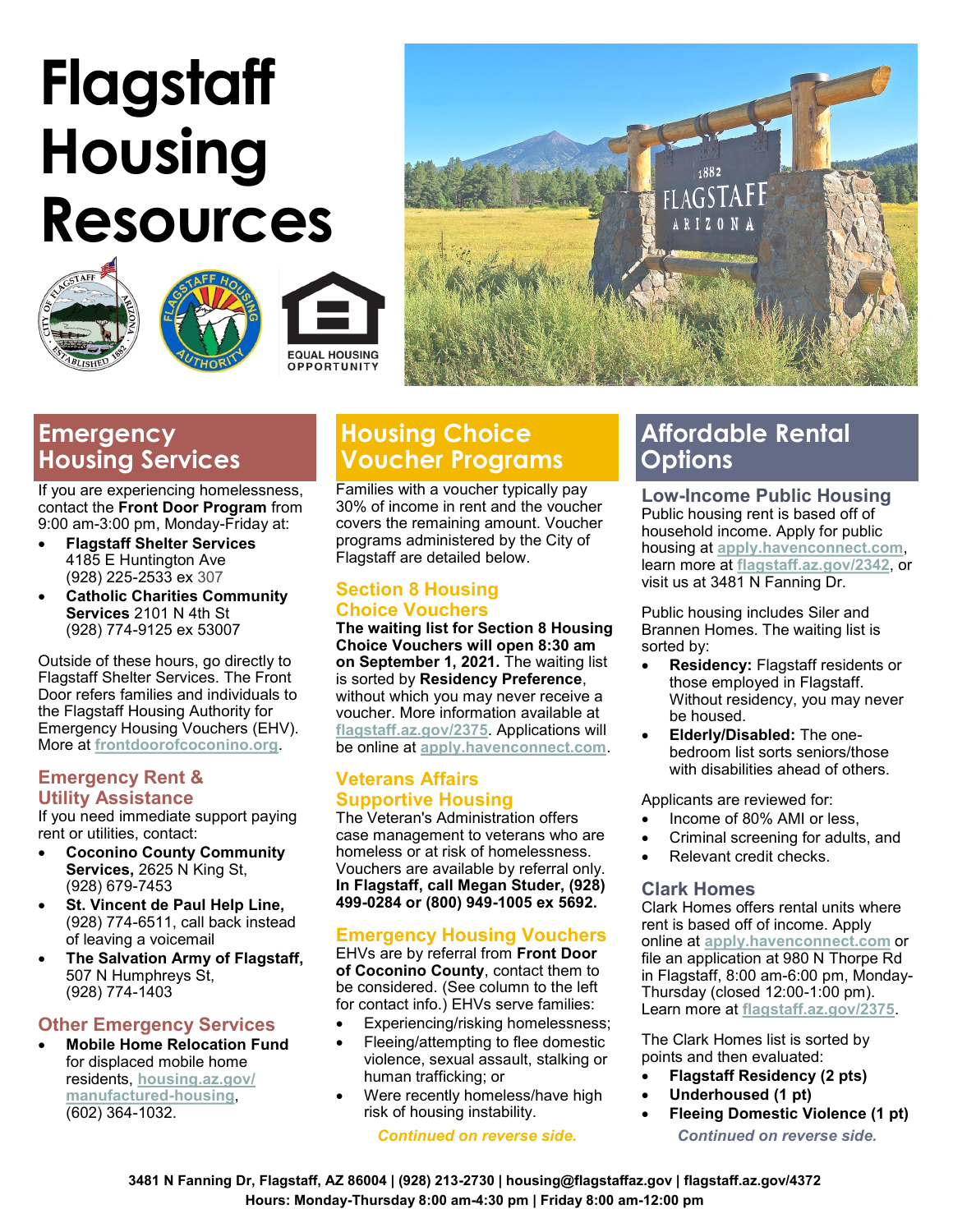# Flagstaff Housing Resources

EQUAL HOUSING OPPORTUNITY

## Emergency Housing Services

If you are experiencing homelessness, contact the **Front Door Program** from 9:00 am-3:00 pm, Monday-Friday at:

- **Flagstaff Shelter Services** 4185 E Huntington Ave (928) 225-2533 ex 307
- **Catholic Charities Community Services** 2101 N 4th St (928) 774-9125 ex 53007

Outside of these hours, go directly to Flagstaff Shelter Services. The Front Door refers families and individuals to the Flagstaff Housing Authority for Emergency Housing Vouchers (EHV). More at frontdoorofcoconino.org.

### Emergency Rent & Utility Assistance

If you need immediate support paying rent or utilities, contact:

- **Coconino County Community Services,** 2625 N King St, (928) 679-7453
- **St. Vincent de Paul Help Line,** (928) 774-6511, call back instead of leaving a voicemail
- **The Salvation Army of Flagstaff,** 507 N Humphreys St, (928) 774-1403

### Other Emergency Services

- **Mobile Home Relocation Fund** for displaced mobile home residents, housing.az.gov/manufactured-housing, (602) 364-1032.

## Housing Choice Voucher Programs

Families with a voucher typically pay 30% of income in rent and the voucher covers the remaining amount. Voucher programs administered by the City of Flagstaff are detailed below.

### Section 8 Housing Choice Vouchers

**The waiting list for Section 8 Housing Choice Vouchers will open 8:30 am on September 1, 2021.** The waiting list is sorted by **Residency Preference**, without which you may never receive a voucher. More information available at flagstaff.az.gov/2375. Applications will be online at apply.havenconnect.com.

### Veterans Affairs Supportive Housing

The Veteran's Administration offers case management to veterans who are homeless or at risk of homelessness. Vouchers are available by referral only. **In Flagstaff, call Megan Studer, (928) 499-0284 or (800) 949-1005 ex 5692.**

### Emergency Housing Vouchers

EHVs are by referral from **Front Door of Coconino County**, contact them to be considered. (See column to the left for contact info.) EHVs serve families:

- Experiencing/risking homelessness;
- Fleeing/attempting to flee domestic violence, sexual assault, stalking or human trafficking; or
- Were recently homeless/have high risk of housing instability.

*Continued on reverse side.*

## Affordable Rental Options

### Low-Income Public Housing

Public housing rent is based off of household income. Apply for public housing at apply.havenconnect.com, learn more at flagstaff.az.gov/2342, or visit us at 3481 N Fanning Dr.

Public housing includes Siler and Brannen Homes. The waiting list is sorted by:

- **Residency:** Flagstaff residents or those employed in Flagstaff. Without residency, you may never be housed.
- **Elderly/Disabled:** The one-bedroom list sorts seniors/those with disabilities ahead of others.

Applicants are reviewed for:

- Income of 80% AMI or less,
- Criminal screening for adults, and
- Relevant credit checks.

### Clark Homes

Clark Homes offers rental units where rent is based off of income. Apply online at apply.havenconnect.com or file an application at 980 N Thorpe Rd in Flagstaff, 8:00 am-6:00 pm, Monday-Thursday (closed 12:00-1:00 pm). Learn more at flagstaff.az.gov/2375.

The Clark Homes list is sorted by points and then evaluated:

- **Flagstaff Residency (2 pts)**
- **Underhoused (1 pt)**
- **Fleeing Domestic Violence (1 pt)**

*Continued on reverse side.*

**3481 N Fanning Dr, Flagstaff, AZ 86004 | (928) 213-2730 | housing@flagstaffaz.gov | flagstaff.az.gov/4372**
**Hours: Monday-Thursday 8:00 am-4:30 pm | Friday 8:00 am-12:00 pm**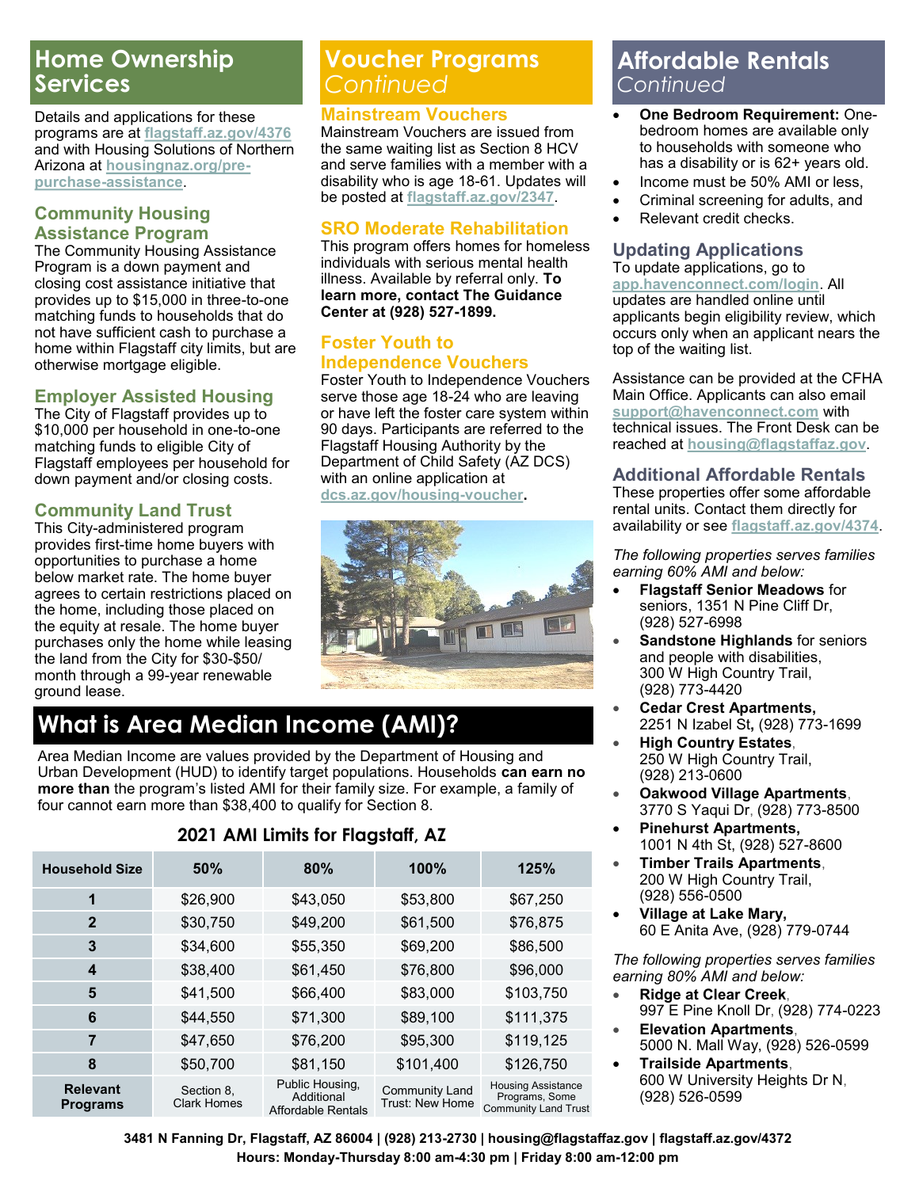## Home Ownership Services

Details and applications for these programs are at **flagstaff.az.gov/4376** and with Housing Solutions of Northern Arizona at **housingnaz.org/pre-purchase-assistance**.

### Community Housing Assistance Program

The Community Housing Assistance Program is a down payment and closing cost assistance initiative that provides up to $15,000 in three-to-one matching funds to households that do not have sufficient cash to purchase a home within Flagstaff city limits, but are otherwise mortgage eligible.

### Employer Assisted Housing

The City of Flagstaff provides up to $10,000 per household in one-to-one matching funds to eligible City of Flagstaff employees per household for down payment and/or closing costs.

### Community Land Trust

This City-administered program provides first-time home buyers with opportunities to purchase a home below market rate. The home buyer agrees to certain restrictions placed on the home, including those placed on the equity at resale. The home buyer purchases only the home while leasing the land from the City for $30-$50/month through a 99-year renewable ground lease.

## Voucher Programs *Continued*

### Mainstream Vouchers

Mainstream Vouchers are issued from the same waiting list as Section 8 HCV and serve families with a member with a disability who is age 18-61. Updates will be posted at **flagstaff.az.gov/2347**.

### SRO Moderate Rehabilitation

This program offers homes for homeless individuals with serious mental health illness. Available by referral only. **To learn more, contact The Guidance Center at (928) 527-1899.**

### Foster Youth to Independence Vouchers

Foster Youth to Independence Vouchers serve those age 18-24 who are leaving or have left the foster care system within 90 days. Participants are referred to the Flagstaff Housing Authority by the Department of Child Safety (AZ DCS) with an online application at **dcs.az.gov/housing-voucher**.

## Affordable Rentals *Continued*

- **One Bedroom Requirement:** One-bedroom homes are available only to households with someone who has a disability or is 62+ years old.
- Income must be 50% AMI or less,
- Criminal screening for adults, and
- Relevant credit checks.

### Updating Applications

To update applications, go to **app.havenconnect.com/login**. All updates are handled online until applicants begin eligibility review, which occurs only when an applicant nears the top of the waiting list.

Assistance can be provided at the CFHA Main Office. Applicants can also email **support@havenconnect.com** with technical issues. The Front Desk can be reached at **housing@flagstaffaz.gov**.

### Additional Affordable Rentals

These properties offer some affordable rental units. Contact them directly for availability or see **flagstaff.az.gov/4374**.

*The following properties serves families earning 60% AMI and below:*

- **Flagstaff Senior Meadows** for seniors, 1351 N Pine Cliff Dr, (928) 527-6998
- **Sandstone Highlands** for seniors and people with disabilities, 300 W High Country Trail, (928) 773-4420
- **Cedar Crest Apartments,** 2251 N Izabel St**,** (928) 773-1699
- **High Country Estates**, 250 W High Country Trail, (928) 213-0600
- **Oakwood Village Apartments**, 3770 S Yaqui Dr, (928) 773-8500
- **Pinehurst Apartments,** 1001 N 4th St, (928) 527-8600
- **Timber Trails Apartments**, 200 W High Country Trail, (928) 556-0500
- **Village at Lake Mary,** 60 E Anita Ave, (928) 779-0744

*The following properties serves families earning 80% AMI and below:*

- **Ridge at Clear Creek**, 997 E Pine Knoll Dr, (928) 774-0223
- **Elevation Apartments**, 5000 N. Mall Way, (928) 526-0599
- **Trailside Apartments**, 600 W University Heights Dr N, (928) 526-0599

## What is Area Median Income (AMI)?

Area Median Income are values provided by the Department of Housing and Urban Development (HUD) to identify target populations. Households **can earn no more than** the program's listed AMI for their family size. For example, a family of four cannot earn more than $38,400 to qualify for Section 8.

### 2021 AMI Limits for Flagstaff, AZ

| Household Size | 50% | 80% | 100% | 125% |
|---|---|---|---|---|
| **1** | $26,900 | $43,050 | $53,800 | $67,250 |
| **2** | $30,750 | $49,200 | $61,500 | $76,875 |
| **3** | $34,600 | $55,350 | $69,200 | $86,500 |
| **4** | $38,400 | $61,450 | $76,800 | $96,000 |
| **5** | $41,500 | $66,400 | $83,000 | $103,750 |
| **6** | $44,550 | $71,300 | $89,100 | $111,375 |
| **7** | $47,650 | $76,200 | $95,300 | $119,125 |
| **8** | $50,700 | $81,150 | $101,400 | $126,750 |
| **Relevant Programs** | Section 8, Clark Homes | Public Housing, Additional Affordable Rentals | Community Land Trust: New Home | Housing Assistance Programs, Some Community Land Trust |

**3481 N Fanning Dr, Flagstaff, AZ 86004 | (928) 213-2730 | housing@flagstaffaz.gov | flagstaff.az.gov/4372**
**Hours: Monday-Thursday 8:00 am-4:30 pm | Friday 8:00 am-12:00 pm**